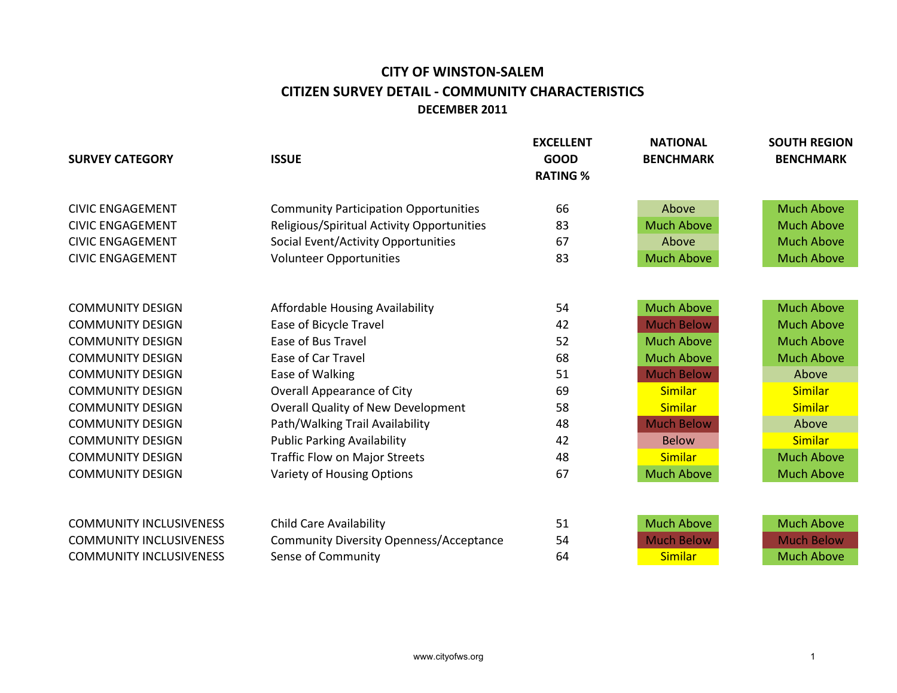# CITY OF WINSTON-SALEM

## CITIZEN SURVEY DETAIL - COMMUNITY CHARACTERISTICS

### DECEMBER 2011

| SURVEY CATEGORY | ISSUE | EXCELLENT GOOD RATING % | NATIONAL BENCHMARK | SOUTH REGION BENCHMARK |
|---|---|---|---|---|
| CIVIC ENGAGEMENT | Community Participation Opportunities | 66 | Above | Much Above |
| CIVIC ENGAGEMENT | Religious/Spiritual Activity Opportunities | 83 | Much Above | Much Above |
| CIVIC ENGAGEMENT | Social Event/Activity Opportunities | 67 | Above | Much Above |
| CIVIC ENGAGEMENT | Volunteer Opportunities | 83 | Much Above | Much Above |
| COMMUNITY DESIGN | Affordable Housing Availability | 54 | Much Above | Much Above |
| COMMUNITY DESIGN | Ease of Bicycle Travel | 42 | Much Below | Much Above |
| COMMUNITY DESIGN | Ease of Bus Travel | 52 | Much Above | Much Above |
| COMMUNITY DESIGN | Ease of Car Travel | 68 | Much Above | Much Above |
| COMMUNITY DESIGN | Ease of Walking | 51 | Much Below | Above |
| COMMUNITY DESIGN | Overall Appearance of City | 69 | Similar | Similar |
| COMMUNITY DESIGN | Overall Quality of New Development | 58 | Similar | Similar |
| COMMUNITY DESIGN | Path/Walking Trail Availability | 48 | Much Below | Above |
| COMMUNITY DESIGN | Public Parking Availability | 42 | Below | Similar |
| COMMUNITY DESIGN | Traffic Flow on Major Streets | 48 | Similar | Much Above |
| COMMUNITY DESIGN | Variety of Housing Options | 67 | Much Above | Much Above |
| COMMUNITY INCLUSIVENESS | Child Care Availability | 51 | Much Above | Much Above |
| COMMUNITY INCLUSIVENESS | Community Diversity Openness/Acceptance | 54 | Much Below | Much Below |
| COMMUNITY INCLUSIVENESS | Sense of Community | 64 | Similar | Much Above |

www.cityofws.org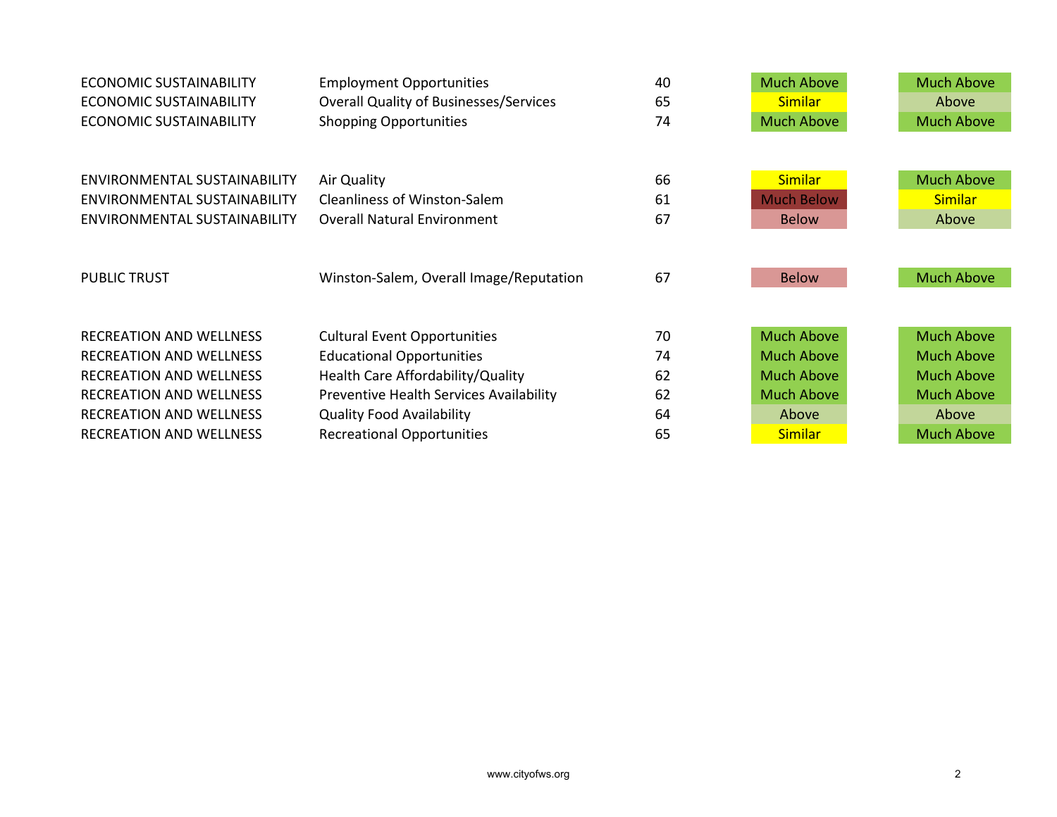| | | | | |
|---|---|---|---|---|
| ECONOMIC SUSTAINABILITY | Employment Opportunities | 40 | Much Above | Much Above |
| ECONOMIC SUSTAINABILITY | Overall Quality of Businesses/Services | 65 | Similar | Above |
| ECONOMIC SUSTAINABILITY | Shopping Opportunities | 74 | Much Above | Much Above |
| | | | | |
| ENVIRONMENTAL SUSTAINABILITY | Air Quality | 66 | Similar | Much Above |
| ENVIRONMENTAL SUSTAINABILITY | Cleanliness of Winston-Salem | 61 | Much Below | Similar |
| ENVIRONMENTAL SUSTAINABILITY | Overall Natural Environment | 67 | Below | Above |
| | | | | |
| PUBLIC TRUST | Winston-Salem, Overall Image/Reputation | 67 | Below | Much Above |
| | | | | |
| RECREATION AND WELLNESS | Cultural Event Opportunities | 70 | Much Above | Much Above |
| RECREATION AND WELLNESS | Educational Opportunities | 74 | Much Above | Much Above |
| RECREATION AND WELLNESS | Health Care Affordability/Quality | 62 | Much Above | Much Above |
| RECREATION AND WELLNESS | Preventive Health Services Availability | 62 | Much Above | Much Above |
| RECREATION AND WELLNESS | Quality Food Availability | 64 | Above | Above |
| RECREATION AND WELLNESS | Recreational Opportunities | 65 | Similar | Much Above |

www.cityofws.org